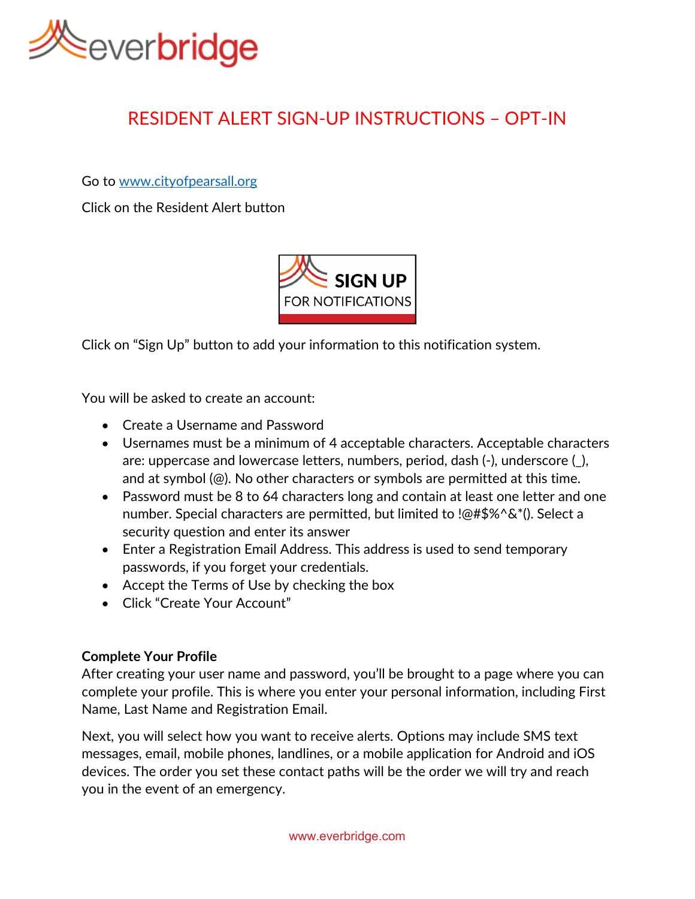# RESIDENT ALERT SIGN-UP INSTRUCTIONS – OPT-IN

Go to [www.cityofpearsall.org](http://www.cityofpearsall.org)

Click on the Resident Alert button

SIGN UP FOR NOTIFICATIONS

Click on "Sign Up" button to add your information to this notification system.

You will be asked to create an account:

- Create a Username and Password
- Usernames must be a minimum of 4 acceptable characters. Acceptable characters are: uppercase and lowercase letters, numbers, period, dash (-), underscore (_), and at symbol (@). No other characters or symbols are permitted at this time.
- Password must be 8 to 64 characters long and contain at least one letter and one number. Special characters are permitted, but limited to !@#$%^&*(). Select a security question and enter its answer
- Enter a Registration Email Address. This address is used to send temporary passwords, if you forget your credentials.
- Accept the Terms of Use by checking the box
- Click "Create Your Account"

**Complete Your Profile**

After creating your user name and password, you'll be brought to a page where you can complete your profile. This is where you enter your personal information, including First Name, Last Name and Registration Email.

Next, you will select how you want to receive alerts. Options may include SMS text messages, email, mobile phones, landlines, or a mobile application for Android and iOS devices. The order you set these contact paths will be the order we will try and reach you in the event of an emergency.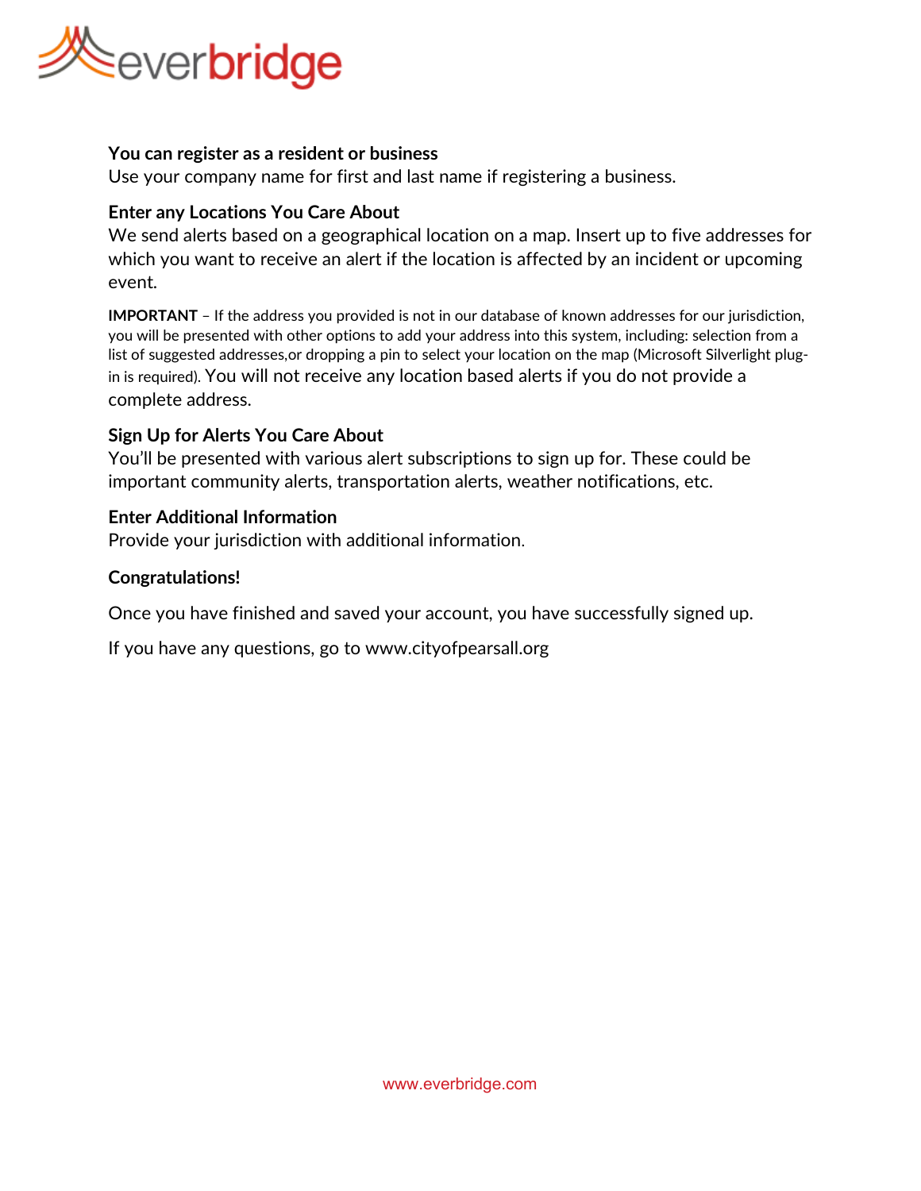**You can register as a resident or business**

Use your company name for first and last name if registering a business.

**Enter any Locations You Care About**

We send alerts based on a geographical location on a map. Insert up to five addresses for which you want to receive an alert if the location is affected by an incident or upcoming event.

**IMPORTANT** – If the address you provided is not in our database of known addresses for our jurisdiction, you will be presented with other options to add your address into this system, including: selection from a list of suggested addresses,or dropping a pin to select your location on the map (Microsoft Silverlight plug-in is required). You will not receive any location based alerts if you do not provide a complete address.

**Sign Up for Alerts You Care About**

You'll be presented with various alert subscriptions to sign up for. These could be important community alerts, transportation alerts, weather notifications, etc.

**Enter Additional Information**

Provide your jurisdiction with additional information.

**Congratulations!**

Once you have finished and saved your account, you have successfully signed up.

If you have any questions, go to www.cityofpearsall.org